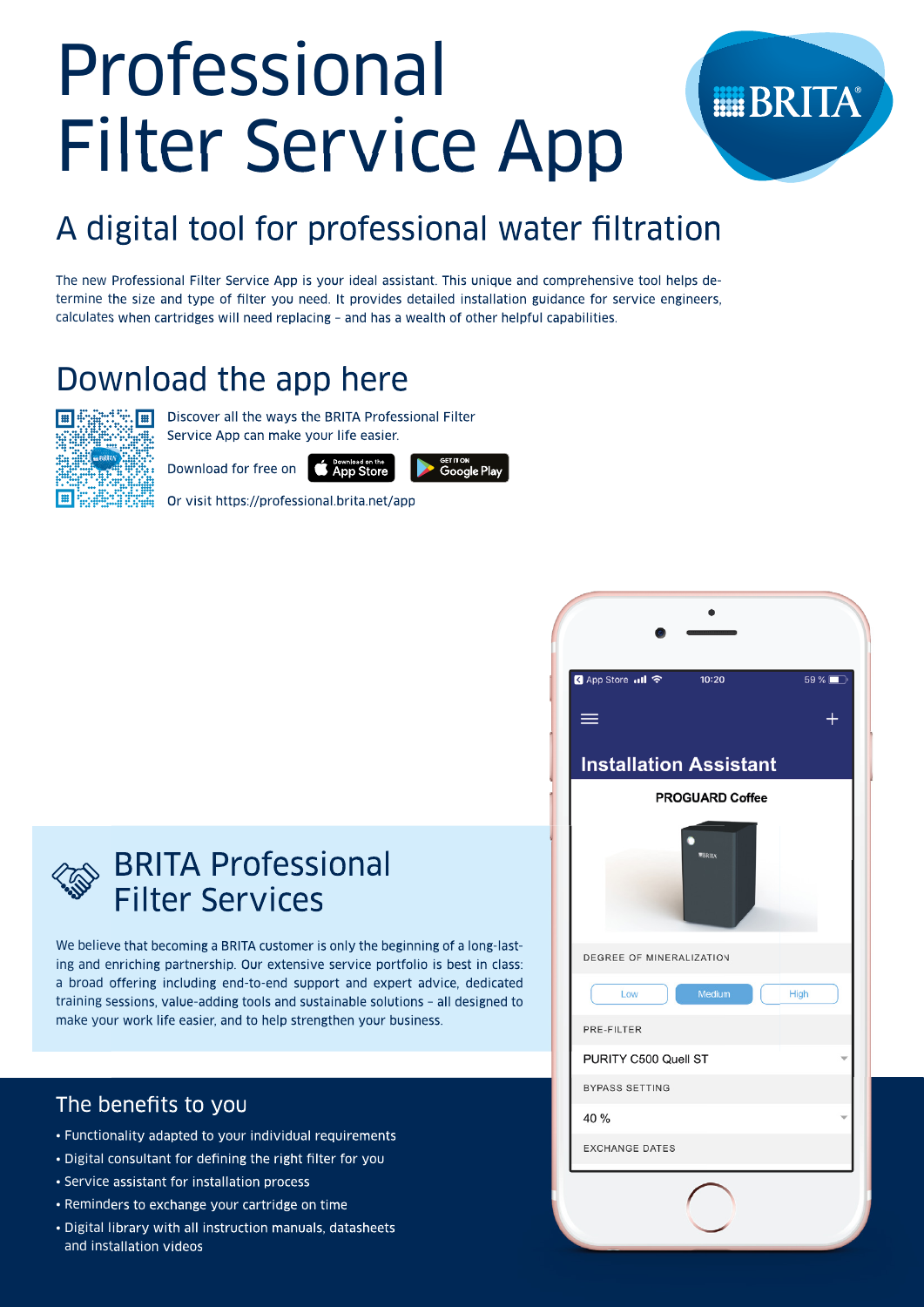# Professional Filter Service App

## A digital tool for professional water filtration

The new Professional Filter Service App is your ideal assistant. This unique and comprehensive tool helps determine the size and type of filter you need. It provides detailed installation guidance for service engineers, calculates when cartridges will need replacing – and has a wealth of other helpful capabilities.

## Download the app here

Discover all the ways the BRITA Professional Filter Service App can make your life easier.

Download for free on App Store Google Play

Or visit https://professional.brita.net/app

## BRITA Professional Filter Services

We believe that becoming a BRITA customer is only the beginning of a long-lasting and enriching partnership. Our extensive service portfolio is best in class: a broad offering including end-to-end support and expert advice, dedicated training sessions, value-adding tools and sustainable solutions – all designed to make your work life easier, and to help strengthen your business.

## The benefits to you

- Functionality adapted to your individual requirements
- Digital consultant for defining the right filter for you
- Service assistant for installation process
- Reminders to exchange your cartridge on time
- Digital library with all instruction manuals, datasheets and installation videos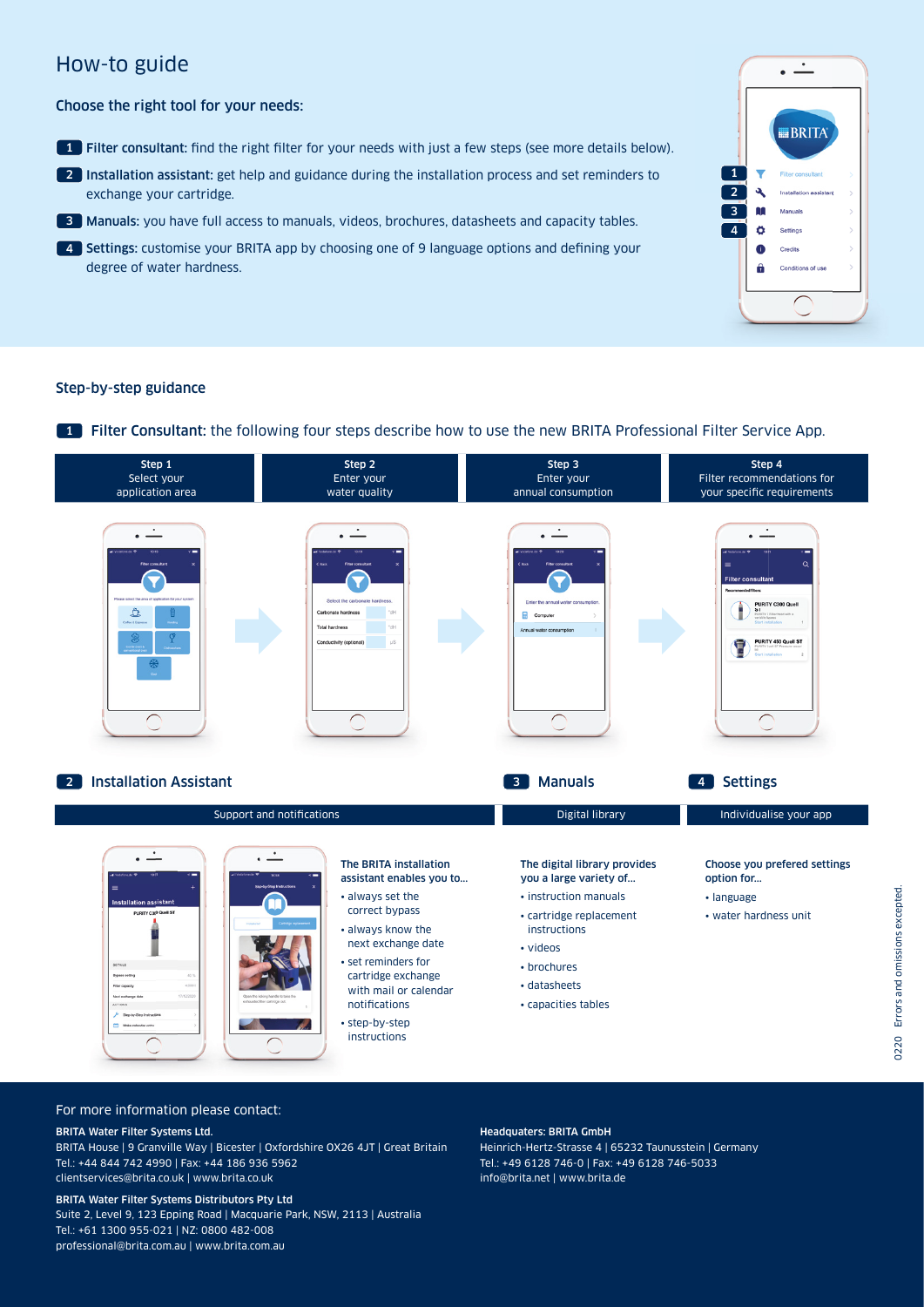# How-to guide

## Choose the right tool for your needs:

1 **Filter consultant:** find the right filter for your needs with just a few steps (see more details below).

2 **Installation assistant:** get help and guidance during the installation process and set reminders to exchange your cartridge.

3 **Manuals:** you have full access to manuals, videos, brochures, datasheets and capacity tables.

4 **Settings:** customise your BRITA app by choosing one of 9 language options and defining your degree of water hardness.

## Step-by-step guidance

1 **Filter Consultant:** the following four steps describe how to use the new BRITA Professional Filter Service App.

| Step 1 | Step 2 | Step 3 | Step 4 |
| --- | --- | --- | --- |
| Select your application area | Enter your water quality | Enter your annual consumption | Filter recommendations for your specific requirements |

## 2 Installation Assistant

**Support and notifications**

**The BRITA installation assistant enables you to…**

- always set the correct bypass
- always know the next exchange date
- set reminders for cartridge exchange with mail or calendar notifications
- step-by-step instructions

## 3 Manuals

**Digital library**

**The digital library provides you a large variety of…**

- instruction manuals
- cartridge replacement instructions
- videos
- brochures
- datasheets
- capacities tables

## 4 Settings

**Individualise your app**

**Choose you prefered settings option for…**

- language
- water hardness unit

0220 Errors and omissions excepted.

For more information please contact:

**BRITA Water Filter Systems Ltd.**
BRITA House | 9 Granville Way | Bicester | Oxfordshire OX26 4JT | Great Britain
Tel.: +44 844 742 4990 | Fax: +44 186 936 5962
clientservices@brita.co.uk | www.brita.co.uk

**BRITA Water Filter Systems Distributors Pty Ltd**
Suite 2, Level 9, 123 Epping Road | Macquarie Park, NSW, 2113 | Australia
Tel.: +61 1300 955-021 | NZ: 0800 482-008
professional@brita.com.au | www.brita.com.au

**Headquaters: BRITA GmbH**
Heinrich-Hertz-Strasse 4 | 65232 Taunusstein | Germany
Tel.: +49 6128 746-0 | Fax: +49 6128 746-5033
info@brita.net | www.brita.de